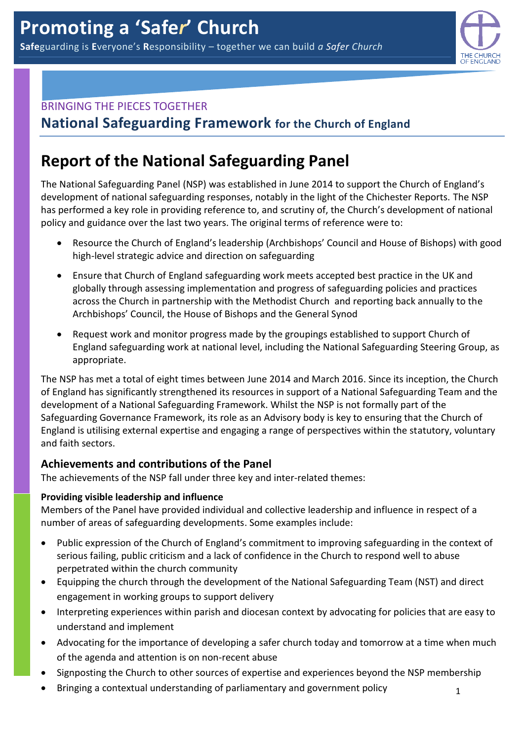# Promoting a 'Safer' Church

**Safe**guarding is **E**veryone's **R**esponsibility – together we can build *a Safer Church*

BRINGING THE PIECES TOGETHER

## National Safeguarding Framework for the Church of England

# Report of the National Safeguarding Panel

The National Safeguarding Panel (NSP) was established in June 2014 to support the Church of England's development of national safeguarding responses, notably in the light of the Chichester Reports. The NSP has performed a key role in providing reference to, and scrutiny of, the Church's development of national policy and guidance over the last two years. The original terms of reference were to:

- Resource the Church of England's leadership (Archbishops' Council and House of Bishops) with good high-level strategic advice and direction on safeguarding
- Ensure that Church of England safeguarding work meets accepted best practice in the UK and globally through assessing implementation and progress of safeguarding policies and practices across the Church in partnership with the Methodist Church and reporting back annually to the Archbishops' Council, the House of Bishops and the General Synod
- Request work and monitor progress made by the groupings established to support Church of England safeguarding work at national level, including the National Safeguarding Steering Group, as appropriate.

The NSP has met a total of eight times between June 2014 and March 2016. Since its inception, the Church of England has significantly strengthened its resources in support of a National Safeguarding Team and the development of a National Safeguarding Framework. Whilst the NSP is not formally part of the Safeguarding Governance Framework, its role as an Advisory body is key to ensuring that the Church of England is utilising external expertise and engaging a range of perspectives within the statutory, voluntary and faith sectors.

### Achievements and contributions of the Panel

The achievements of the NSP fall under three key and inter-related themes:

**Providing visible leadership and influence**

Members of the Panel have provided individual and collective leadership and influence in respect of a number of areas of safeguarding developments. Some examples include:

- Public expression of the Church of England's commitment to improving safeguarding in the context of serious failing, public criticism and a lack of confidence in the Church to respond well to abuse perpetrated within the church community
- Equipping the church through the development of the National Safeguarding Team (NST) and direct engagement in working groups to support delivery
- Interpreting experiences within parish and diocesan context by advocating for policies that are easy to understand and implement
- Advocating for the importance of developing a safer church today and tomorrow at a time when much of the agenda and attention is on non-recent abuse
- Signposting the Church to other sources of expertise and experiences beyond the NSP membership
- Bringing a contextual understanding of parliamentary and government policy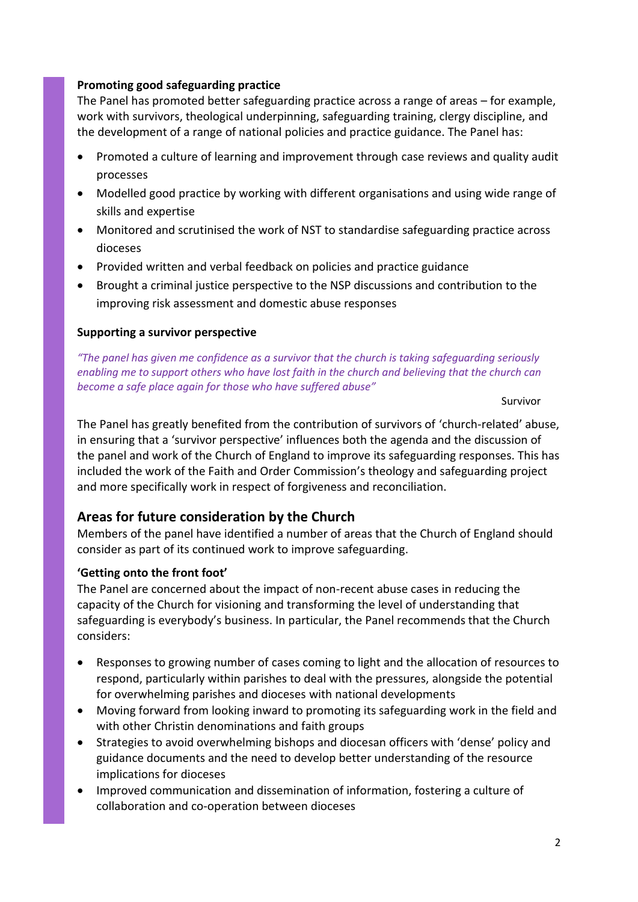**Promoting good safeguarding practice**

The Panel has promoted better safeguarding practice across a range of areas – for example, work with survivors, theological underpinning, safeguarding training, clergy discipline, and the development of a range of national policies and practice guidance. The Panel has:

- Promoted a culture of learning and improvement through case reviews and quality audit processes
- Modelled good practice by working with different organisations and using wide range of skills and expertise
- Monitored and scrutinised the work of NST to standardise safeguarding practice across dioceses
- Provided written and verbal feedback on policies and practice guidance
- Brought a criminal justice perspective to the NSP discussions and contribution to the improving risk assessment and domestic abuse responses

**Supporting a survivor perspective**

*"The panel has given me confidence as a survivor that the church is taking safeguarding seriously enabling me to support others who have lost faith in the church and believing that the church can become a safe place again for those who have suffered abuse"*

Survivor

The Panel has greatly benefited from the contribution of survivors of 'church-related' abuse, in ensuring that a 'survivor perspective' influences both the agenda and the discussion of the panel and work of the Church of England to improve its safeguarding responses. This has included the work of the Faith and Order Commission's theology and safeguarding project and more specifically work in respect of forgiveness and reconciliation.

## Areas for future consideration by the Church

Members of the panel have identified a number of areas that the Church of England should consider as part of its continued work to improve safeguarding.

**'Getting onto the front foot'**

The Panel are concerned about the impact of non-recent abuse cases in reducing the capacity of the Church for visioning and transforming the level of understanding that safeguarding is everybody's business. In particular, the Panel recommends that the Church considers:

- Responses to growing number of cases coming to light and the allocation of resources to respond, particularly within parishes to deal with the pressures, alongside the potential for overwhelming parishes and dioceses with national developments
- Moving forward from looking inward to promoting its safeguarding work in the field and with other Christin denominations and faith groups
- Strategies to avoid overwhelming bishops and diocesan officers with 'dense' policy and guidance documents and the need to develop better understanding of the resource implications for dioceses
- Improved communication and dissemination of information, fostering a culture of collaboration and co-operation between dioceses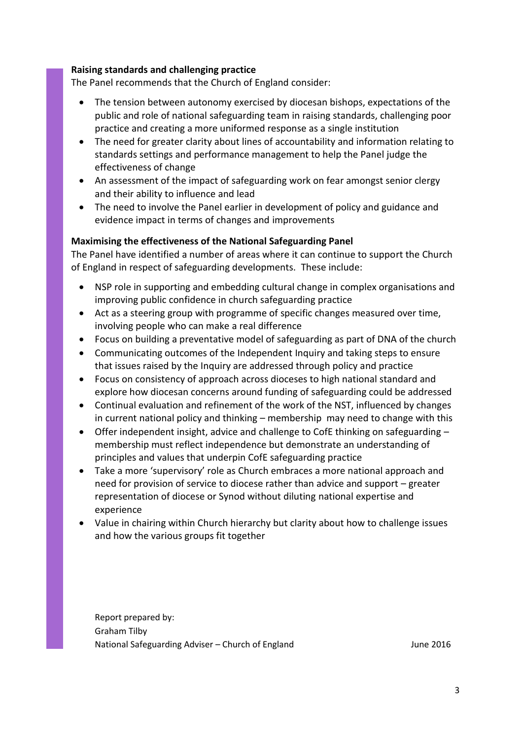**Raising standards and challenging practice**

The Panel recommends that the Church of England consider:

- The tension between autonomy exercised by diocesan bishops, expectations of the public and role of national safeguarding team in raising standards, challenging poor practice and creating a more uniformed response as a single institution
- The need for greater clarity about lines of accountability and information relating to standards settings and performance management to help the Panel judge the effectiveness of change
- An assessment of the impact of safeguarding work on fear amongst senior clergy and their ability to influence and lead
- The need to involve the Panel earlier in development of policy and guidance and evidence impact in terms of changes and improvements

**Maximising the effectiveness of the National Safeguarding Panel**

The Panel have identified a number of areas where it can continue to support the Church of England in respect of safeguarding developments. These include:

- NSP role in supporting and embedding cultural change in complex organisations and improving public confidence in church safeguarding practice
- Act as a steering group with programme of specific changes measured over time, involving people who can make a real difference
- Focus on building a preventative model of safeguarding as part of DNA of the church
- Communicating outcomes of the Independent Inquiry and taking steps to ensure that issues raised by the Inquiry are addressed through policy and practice
- Focus on consistency of approach across dioceses to high national standard and explore how diocesan concerns around funding of safeguarding could be addressed
- Continual evaluation and refinement of the work of the NST, influenced by changes in current national policy and thinking – membership may need to change with this
- Offer independent insight, advice and challenge to CofE thinking on safeguarding – membership must reflect independence but demonstrate an understanding of principles and values that underpin CofE safeguarding practice
- Take a more 'supervisory' role as Church embraces a more national approach and need for provision of service to diocese rather than advice and support – greater representation of diocese or Synod without diluting national expertise and experience
- Value in chairing within Church hierarchy but clarity about how to challenge issues and how the various groups fit together

Report prepared by:
Graham Tilby
National Safeguarding Adviser – Church of England June 2016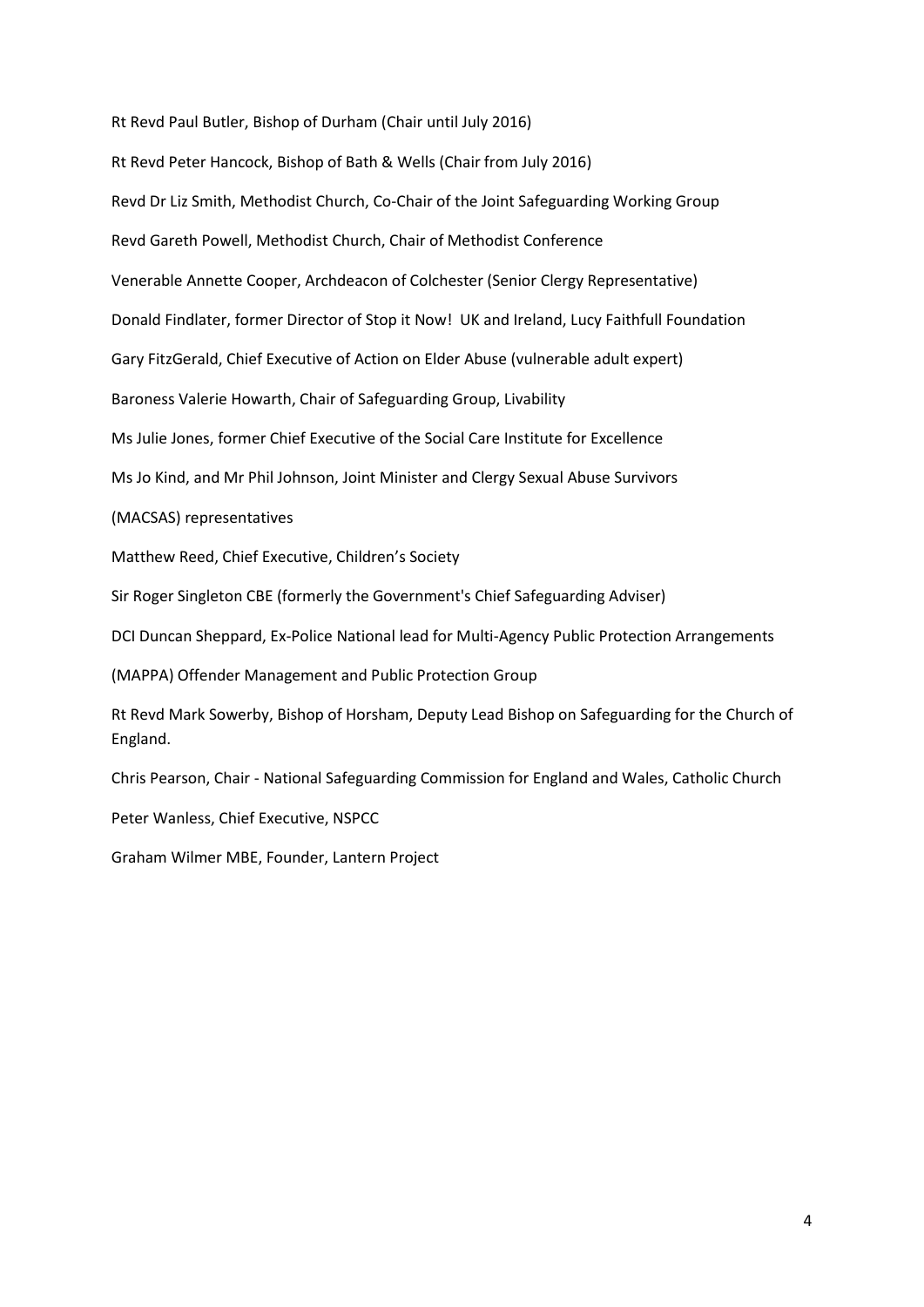Rt Revd Paul Butler, Bishop of Durham (Chair until July 2016)

Rt Revd Peter Hancock, Bishop of Bath & Wells (Chair from July 2016)

Revd Dr Liz Smith, Methodist Church, Co-Chair of the Joint Safeguarding Working Group

Revd Gareth Powell, Methodist Church, Chair of Methodist Conference

Venerable Annette Cooper, Archdeacon of Colchester (Senior Clergy Representative)

Donald Findlater, former Director of Stop it Now! UK and Ireland, Lucy Faithfull Foundation

Gary FitzGerald, Chief Executive of Action on Elder Abuse (vulnerable adult expert)

Baroness Valerie Howarth, Chair of Safeguarding Group, Livability

Ms Julie Jones, former Chief Executive of the Social Care Institute for Excellence

Ms Jo Kind, and Mr Phil Johnson, Joint Minister and Clergy Sexual Abuse Survivors (MACSAS) representatives

Matthew Reed, Chief Executive, Children's Society

Sir Roger Singleton CBE (formerly the Government's Chief Safeguarding Adviser)

DCI Duncan Sheppard, Ex-Police National lead for Multi-Agency Public Protection Arrangements (MAPPA) Offender Management and Public Protection Group

Rt Revd Mark Sowerby, Bishop of Horsham, Deputy Lead Bishop on Safeguarding for the Church of England.

Chris Pearson, Chair - National Safeguarding Commission for England and Wales, Catholic Church

Peter Wanless, Chief Executive, NSPCC

Graham Wilmer MBE, Founder, Lantern Project